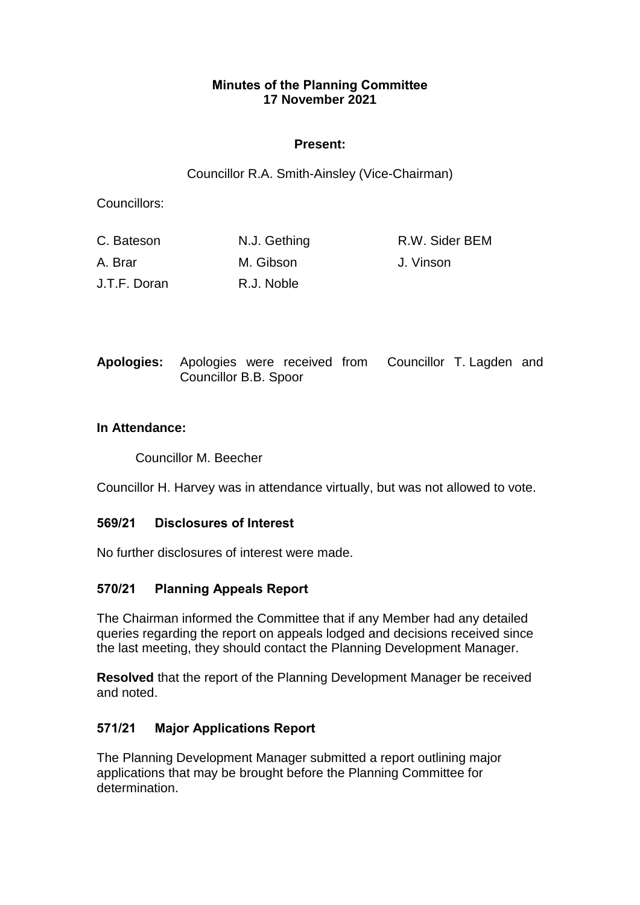# Minutes of the Planning Committee
## 17 November 2021

**Present:**

Councillor R.A. Smith-Ainsley (Vice-Chairman)

Councillors:

| | | |
|---|---|---|
| C. Bateson | N.J. Gething | R.W. Sider BEM |
| A. Brar | M. Gibson | J. Vinson |
| J.T.F. Doran | R.J. Noble | |

**Apologies:** Apologies were received from Councillor T. Lagden and Councillor B.B. Spoor

**In Attendance:**

Councillor M. Beecher

Councillor H. Harvey was in attendance virtually, but was not allowed to vote.

### 569/21 Disclosures of Interest

No further disclosures of interest were made.

### 570/21 Planning Appeals Report

The Chairman informed the Committee that if any Member had any detailed queries regarding the report on appeals lodged and decisions received since the last meeting, they should contact the Planning Development Manager.

**Resolved** that the report of the Planning Development Manager be received and noted.

### 571/21 Major Applications Report

The Planning Development Manager submitted a report outlining major applications that may be brought before the Planning Committee for determination.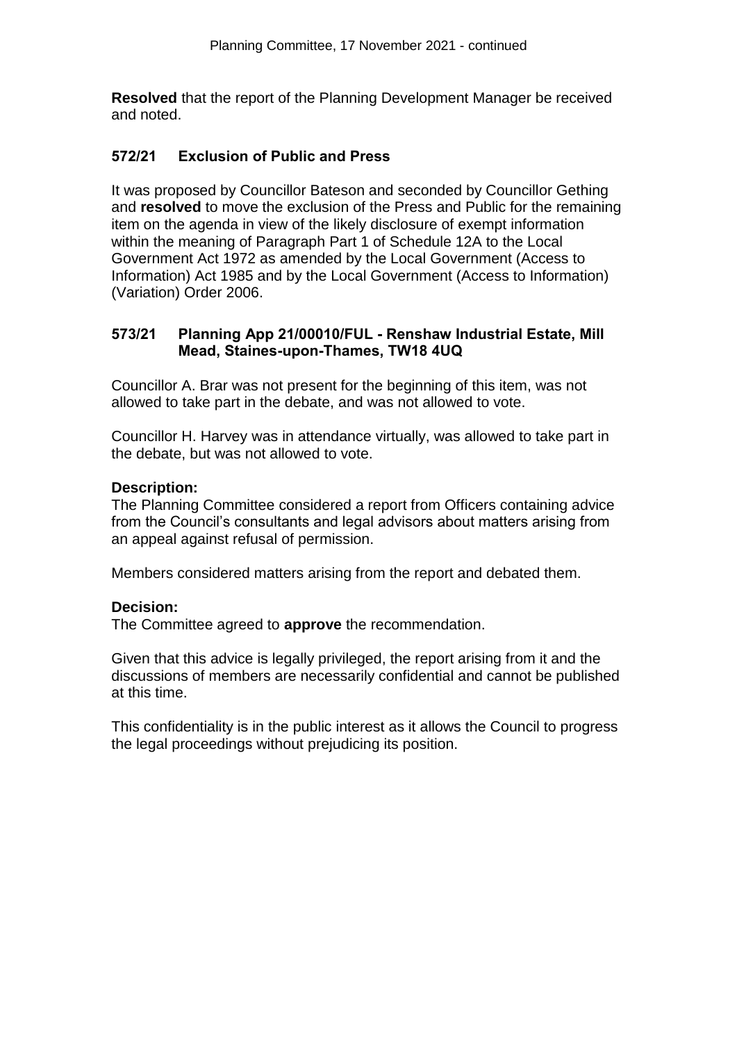**Resolved** that the report of the Planning Development Manager be received and noted.

### 572/21 Exclusion of Public and Press

It was proposed by Councillor Bateson and seconded by Councillor Gething and **resolved** to move the exclusion of the Press and Public for the remaining item on the agenda in view of the likely disclosure of exempt information within the meaning of Paragraph Part 1 of Schedule 12A to the Local Government Act 1972 as amended by the Local Government (Access to Information) Act 1985 and by the Local Government (Access to Information) (Variation) Order 2006.

### 573/21 Planning App 21/00010/FUL - Renshaw Industrial Estate, Mill Mead, Staines-upon-Thames, TW18 4UQ

Councillor A. Brar was not present for the beginning of this item, was not allowed to take part in the debate, and was not allowed to vote.

Councillor H. Harvey was in attendance virtually, was allowed to take part in the debate, but was not allowed to vote.

**Description:**
The Planning Committee considered a report from Officers containing advice from the Council's consultants and legal advisors about matters arising from an appeal against refusal of permission.

Members considered matters arising from the report and debated them.

**Decision:**
The Committee agreed to **approve** the recommendation.

Given that this advice is legally privileged, the report arising from it and the discussions of members are necessarily confidential and cannot be published at this time.

This confidentiality is in the public interest as it allows the Council to progress the legal proceedings without prejudicing its position.